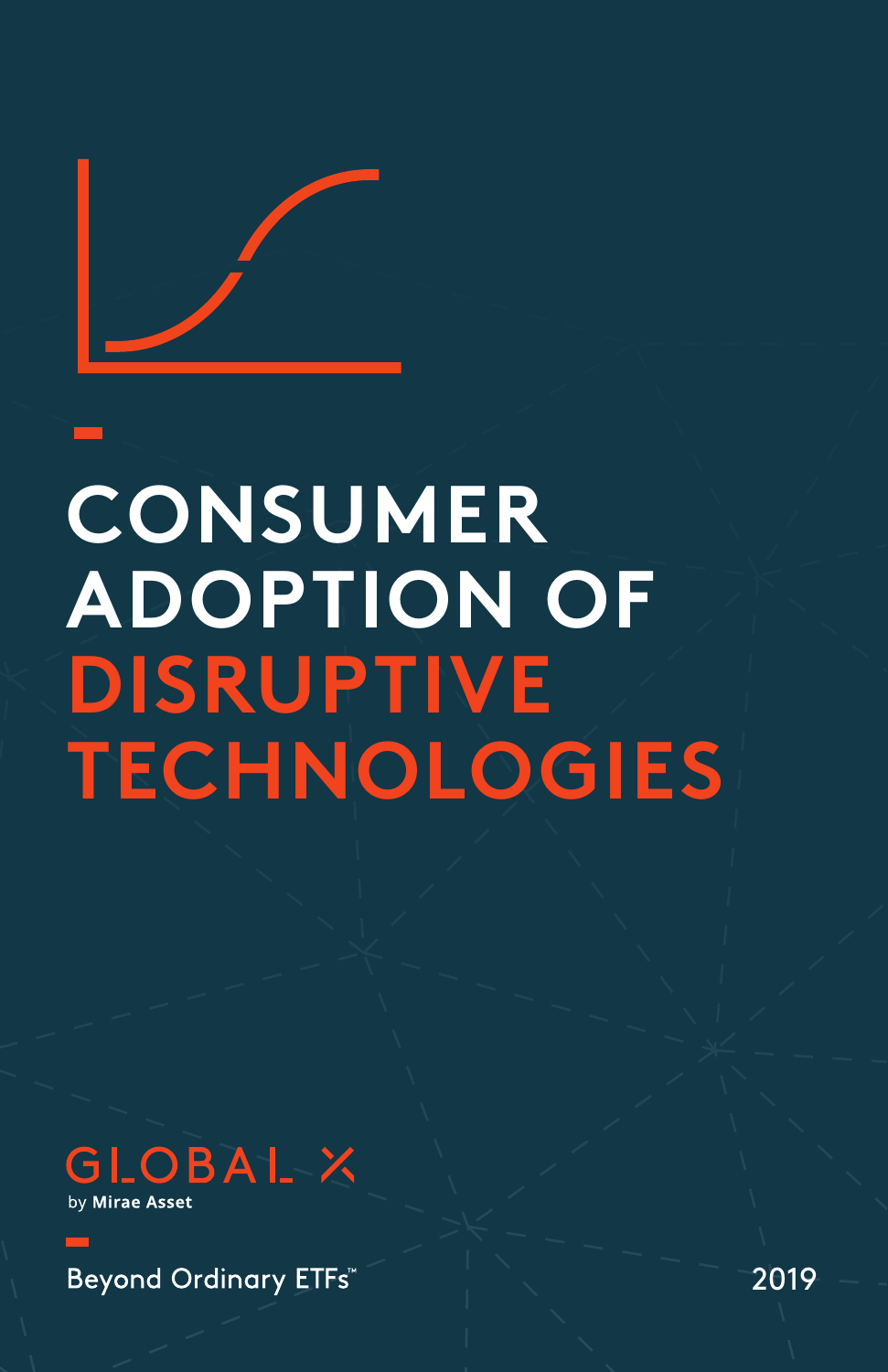# CONSUMER ADOPTION OF DISRUPTIVE TECHNOLOGIES

GLOBAL X

by Mirae Asset

Beyond Ordinary ETFs™

2019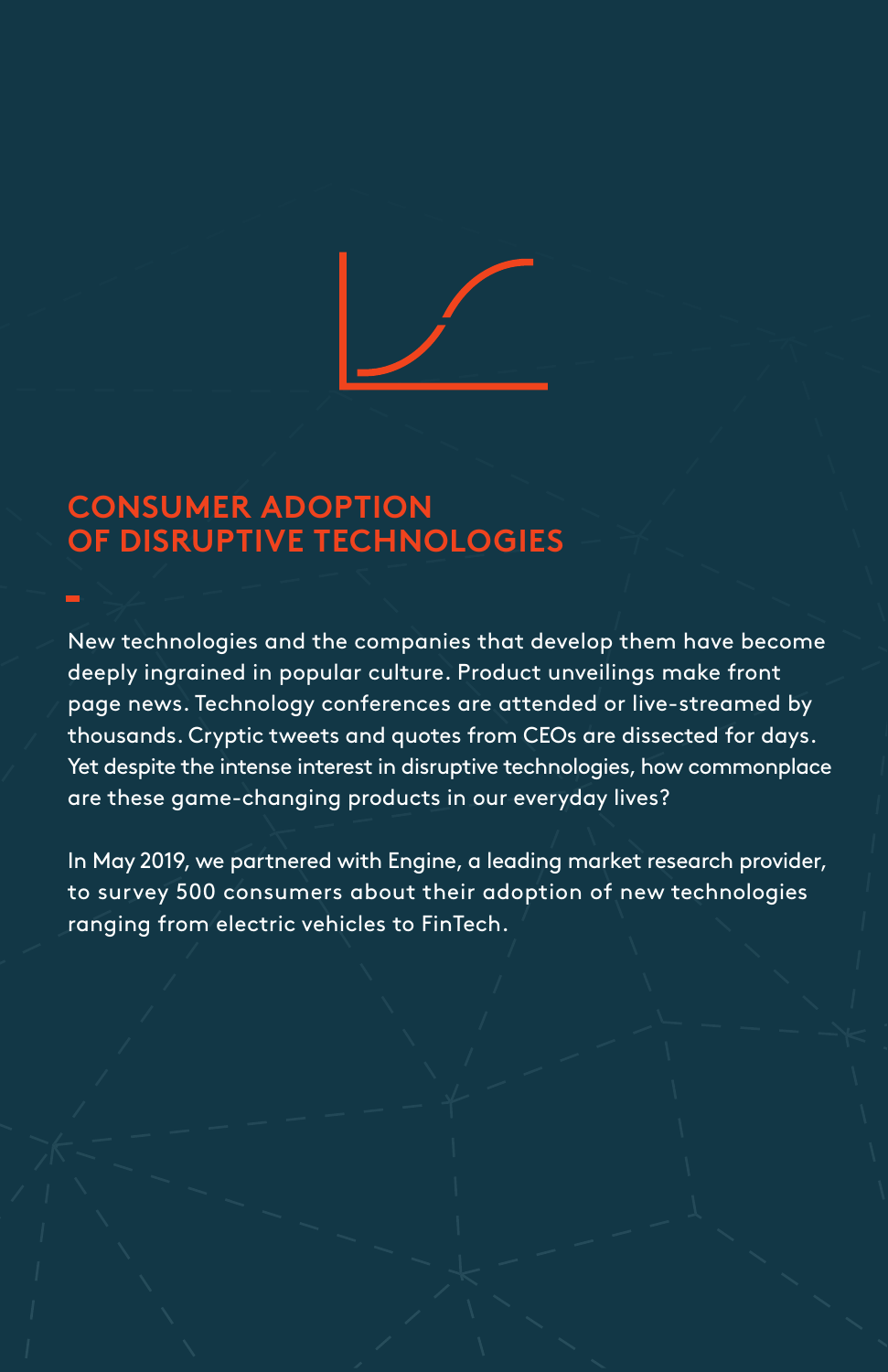# CONSUMER ADOPTION OF DISRUPTIVE TECHNOLOGIES

New technologies and the companies that develop them have become deeply ingrained in popular culture. Product unveilings make front page news. Technology conferences are attended or live-streamed by thousands. Cryptic tweets and quotes from CEOs are dissected for days. Yet despite the intense interest in disruptive technologies, how commonplace are these game-changing products in our everyday lives?

In May 2019, we partnered with Engine, a leading market research provider, to survey 500 consumers about their adoption of new technologies ranging from electric vehicles to FinTech.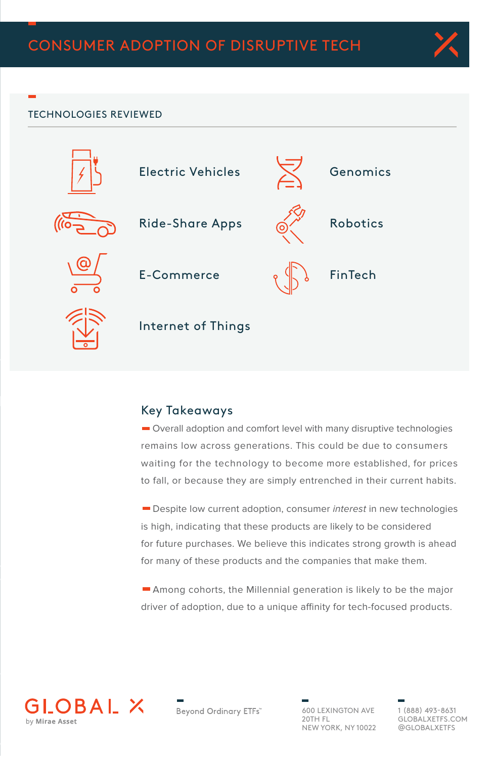# CONSUMER ADOPTION OF DISRUPTIVE TECH

## TECHNOLOGIES REVIEWED

- Electric Vehicles
- Ride-Share Apps
- E-Commerce
- Internet of Things
- Genomics
- Robotics
- FinTech

## Key Takeaways

- Overall adoption and comfort level with many disruptive technologies remains low across generations. This could be due to consumers waiting for the technology to become more established, for prices to fall, or because they are simply entrenched in their current habits.

- Despite low current adoption, consumer *interest* in new technologies is high, indicating that these products are likely to be considered for future purchases. We believe this indicates strong growth is ahead for many of these products and the companies that make them.

- Among cohorts, the Millennial generation is likely to be the major driver of adoption, due to a unique affinity for tech-focused products.

GLOBAL X by Mirae Asset

Beyond Ordinary ETFs™

600 LEXINGTON AVE
20TH FL
NEW YORK, NY 10022

1 (888) 493-8631
GLOBALXETFS.COM
@GLOBALXETFS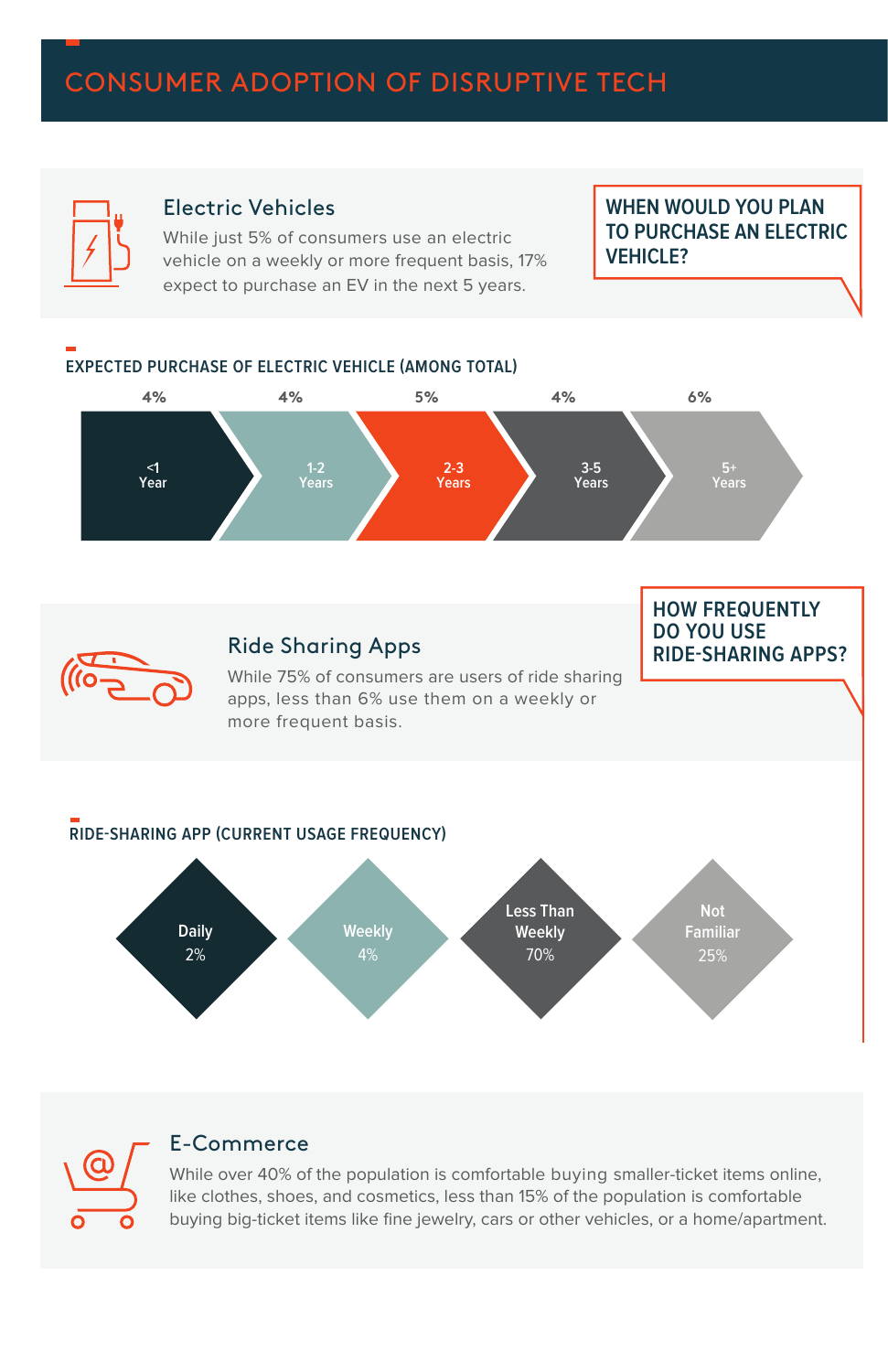# CONSUMER ADOPTION OF DISRUPTIVE TECH

## Electric Vehicles

While just 5% of consumers use an electric vehicle on a weekly or more frequent basis, 17% expect to purchase an EV in the next 5 years.

**WHEN WOULD YOU PLAN TO PURCHASE AN ELECTRIC VEHICLE?**

### EXPECTED PURCHASE OF ELECTRIC VEHICLE (AMONG TOTAL)

| <1 Year | 1-2 Years | 2-3 Years | 3-5 Years | 5+ Years |
|---|---|---|---|---|
| 4% | 4% | 5% | 4% | 6% |

## Ride Sharing Apps

While 75% of consumers are users of ride sharing apps, less than 6% use them on a weekly or more frequent basis.

**HOW FREQUENTLY DO YOU USE RIDE-SHARING APPS?**

### RIDE-SHARING APP (CURRENT USAGE FREQUENCY)

| Daily | Weekly | Less Than Weekly | Not Familiar |
|---|---|---|---|
| 2% | 4% | 70% | 25% |

## E-Commerce

While over 40% of the population is comfortable buying smaller-ticket items online, like clothes, shoes, and cosmetics, less than 15% of the population is comfortable buying big-ticket items like fine jewelry, cars or other vehicles, or a home/apartment.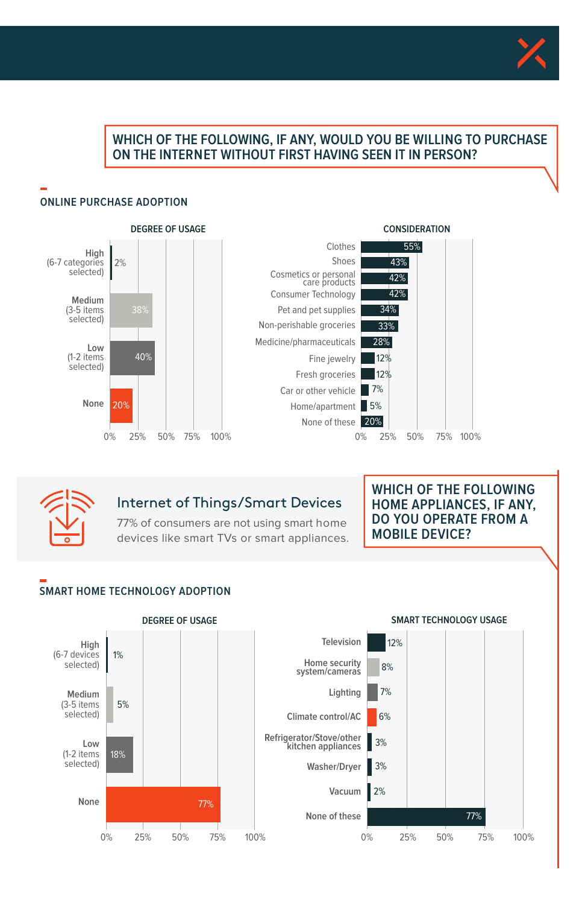## WHICH OF THE FOLLOWING, IF ANY, WOULD YOU BE WILLING TO PURCHASE ON THE INTERNET WITHOUT FIRST HAVING SEEN IT IN PERSON?

### ONLINE PURCHASE ADOPTION

**DEGREE OF USAGE**

| Degree | % |
|---|---|
| High (6-7 categories selected) | 2% |
| Medium (3-5 items selected) | 38% |
| Low (1-2 items selected) | 40% |
| None | 20% |

**CONSIDERATION**

| Item | % |
|---|---|
| Clothes | 55% |
| Shoes | 43% |
| Cosmetics or personal care products | 42% |
| Consumer Technology | 42% |
| Pet and pet supplies | 34% |
| Non-perishable groceries | 33% |
| Medicine/pharmaceuticals | 28% |
| Fine jewelry | 12% |
| Fresh groceries | 12% |
| Car or other vehicle | 7% |
| Home/apartment | 5% |
| None of these | 20% |

### Internet of Things/Smart Devices

77% of consumers are not using smart home devices like smart TVs or smart appliances.

## WHICH OF THE FOLLOWING HOME APPLIANCES, IF ANY, DO YOU OPERATE FROM A MOBILE DEVICE?

### SMART HOME TECHNOLOGY ADOPTION

**DEGREE OF USAGE**

| Degree | % |
|---|---|
| High (6-7 devices selected) | 1% |
| Medium (3-5 items selected) | 5% |
| Low (1-2 items selected) | 18% |
| None | 77% |

**SMART TECHNOLOGY USAGE**

| Device | % |
|---|---|
| Television | 12% |
| Home security system/cameras | 8% |
| Lighting | 7% |
| Climate control/AC | 6% |
| Refrigerator/Stove/other kitchen appliances | 3% |
| Washer/Dryer | 3% |
| Vacuum | 2% |
| None of these | 77% |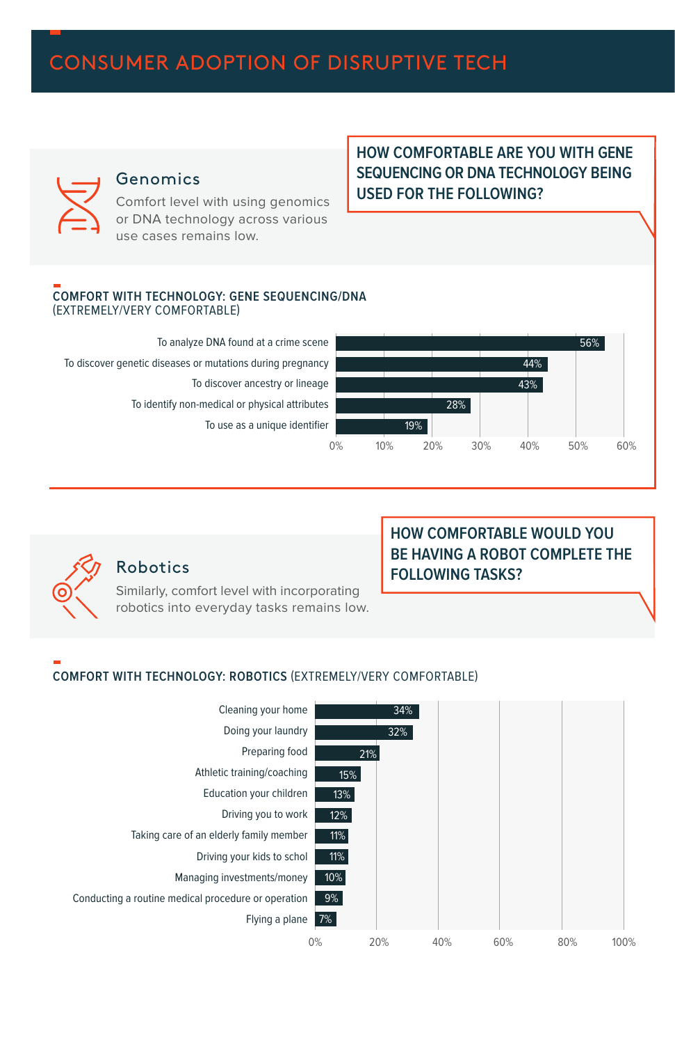# CONSUMER ADOPTION OF DISRUPTIVE TECH

## Genomics

Comfort level with using genomics or DNA technology across various use cases remains low.

**HOW COMFORTABLE ARE YOU WITH GENE SEQUENCING OR DNA TECHNOLOGY BEING USED FOR THE FOLLOWING?**

### COMFORT WITH TECHNOLOGY: GENE SEQUENCING/DNA (EXTREMELY/VERY COMFORTABLE)

| Use case | Extremely/Very Comfortable |
| --- | --- |
| To analyze DNA found at a crime scene | 56% |
| To discover genetic diseases or mutations during pregnancy | 44% |
| To discover ancestry or lineage | 43% |
| To identify non-medical or physical attributes | 28% |
| To use as a unique identifier | 19% |

## Robotics

Similarly, comfort level with incorporating robotics into everyday tasks remains low.

**HOW COMFORTABLE WOULD YOU BE HAVING A ROBOT COMPLETE THE FOLLOWING TASKS?**

### COMFORT WITH TECHNOLOGY: ROBOTICS (EXTREMELY/VERY COMFORTABLE)

| Task | Extremely/Very Comfortable |
| --- | --- |
| Cleaning your home | 34% |
| Doing your laundry | 32% |
| Preparing food | 21% |
| Athletic training/coaching | 15% |
| Education your children | 13% |
| Driving you to work | 12% |
| Taking care of an elderly family member | 11% |
| Driving your kids to schol | 11% |
| Managing investments/money | 10% |
| Conducting a routine medical procedure or operation | 9% |
| Flying a plane | 7% |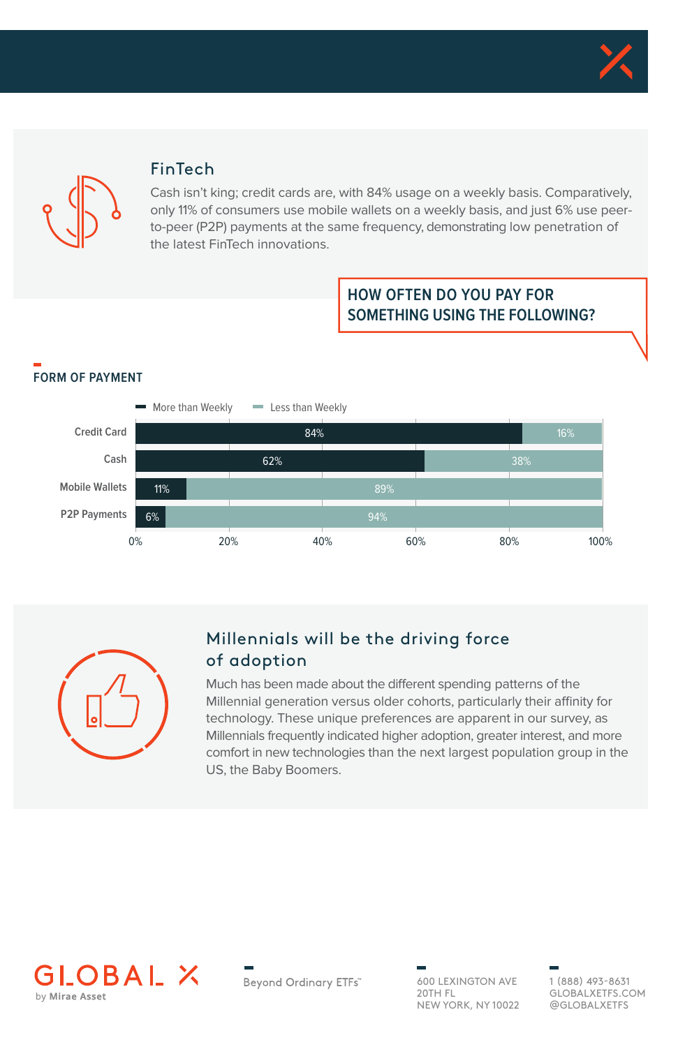## FinTech

Cash isn't king; credit cards are, with 84% usage on a weekly basis. Comparatively, only 11% of consumers use mobile wallets on a weekly basis, and just 6% use peer-to-peer (P2P) payments at the same frequency, demonstrating low penetration of the latest FinTech innovations.

**HOW OFTEN DO YOU PAY FOR SOMETHING USING THE FOLLOWING?**

**FORM OF PAYMENT**

| Form of Payment | More than Weekly | Less than Weekly |
| --- | --- | --- |
| Credit Card | 84% | 16% |
| Cash | 62% | 38% |
| Mobile Wallets | 11% | 89% |
| P2P Payments | 6% | 94% |

## Millennials will be the driving force of adoption

Much has been made about the different spending patterns of the Millennial generation versus older cohorts, particularly their affinity for technology. These unique preferences are apparent in our survey, as Millennials frequently indicated higher adoption, greater interest, and more comfort in new technologies than the next largest population group in the US, the Baby Boomers.

GLOBAL X by Mirae Asset

Beyond Ordinary ETFs™

600 LEXINGTON AVE
20TH FL
NEW YORK, NY 10022

1 (888) 493-8631
GLOBALXETFS.COM
@GLOBALXETFS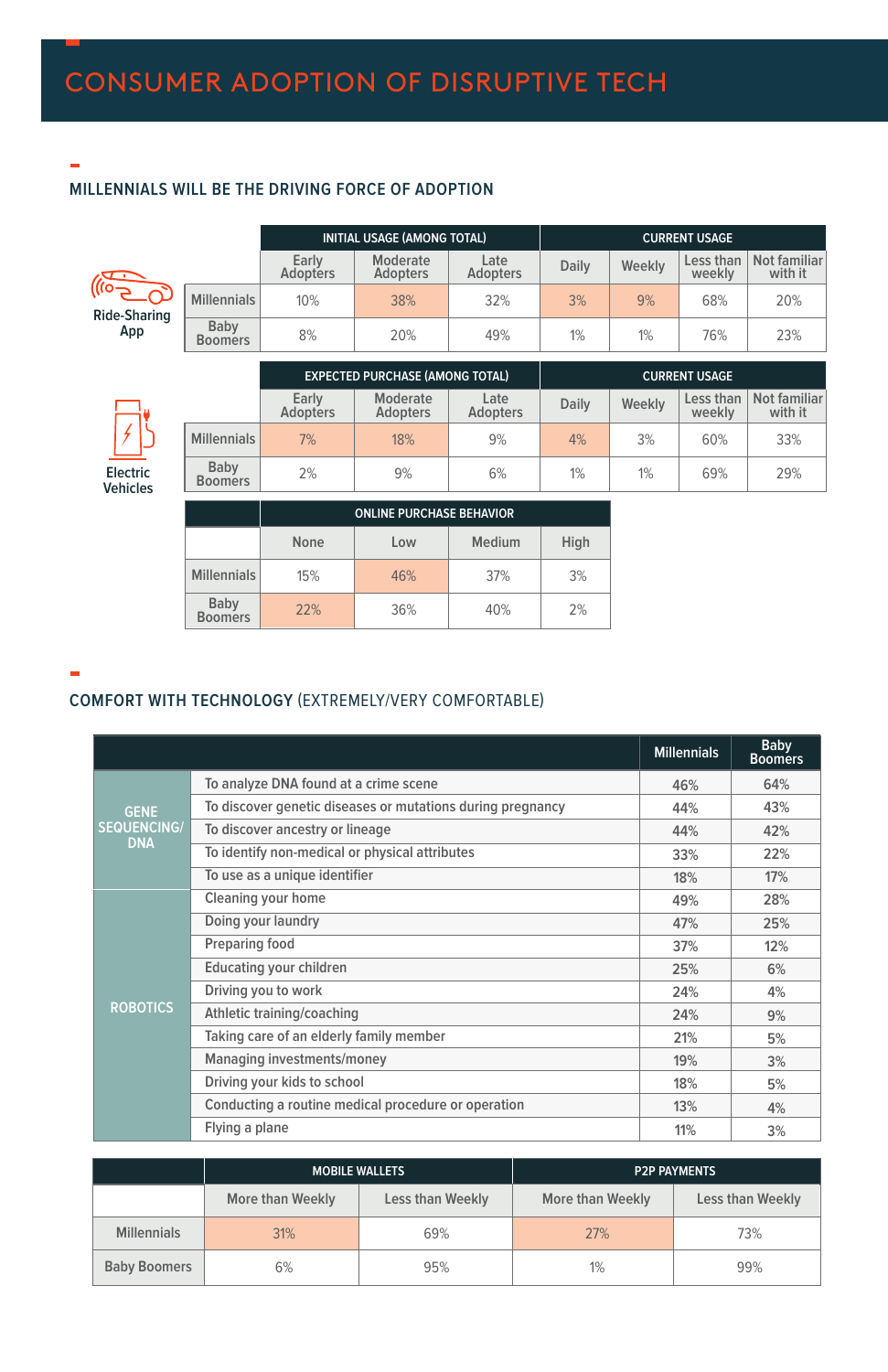# CONSUMER ADOPTION OF DISRUPTIVE TECH

## MILLENNIALS WILL BE THE DRIVING FORCE OF ADOPTION

**Ride-Sharing App**

| | INITIAL USAGE (AMONG TOTAL) | | | CURRENT USAGE | | | |
|---|---|---|---|---|---|---|---|
| | Early Adopters | Moderate Adopters | Late Adopters | Daily | Weekly | Less than weekly | Not familiar with it |
| Millennials | 10% | 38% | 32% | 3% | 9% | 68% | 20% |
| Baby Boomers | 8% | 20% | 49% | 1% | 1% | 76% | 23% |

**Electric Vehicles**

| | EXPECTED PURCHASE (AMONG TOTAL) | | | CURRENT USAGE | | | |
|---|---|---|---|---|---|---|---|
| | Early Adopters | Moderate Adopters | Late Adopters | Daily | Weekly | Less than weekly | Not familiar with it |
| Millennials | 7% | 18% | 9% | 4% | 3% | 60% | 33% |
| Baby Boomers | 2% | 9% | 6% | 1% | 1% | 69% | 29% |

| | ONLINE PURCHASE BEHAVIOR | | | |
|---|---|---|---|---|
| | None | Low | Medium | High |
| Millennials | 15% | 46% | 37% | 3% |
| Baby Boomers | 22% | 36% | 40% | 2% |

## COMFORT WITH TECHNOLOGY (EXTREMELY/VERY COMFORTABLE)

| | | Millennials | Baby Boomers |
|---|---|---|---|
| GENE SEQUENCING/ DNA | To analyze DNA found at a crime scene | 46% | 64% |
| | To discover genetic diseases or mutations during pregnancy | 44% | 43% |
| | To discover ancestry or lineage | 44% | 42% |
| | To identify non-medical or physical attributes | 33% | 22% |
| | To use as a unique identifier | 18% | 17% |
| ROBOTICS | Cleaning your home | 49% | 28% |
| | Doing your laundry | 47% | 25% |
| | Preparing food | 37% | 12% |
| | Educating your children | 25% | 6% |
| | Driving you to work | 24% | 4% |
| | Athletic training/coaching | 24% | 9% |
| | Taking care of an elderly family member | 21% | 5% |
| | Managing investments/money | 19% | 3% |
| | Driving your kids to school | 18% | 5% |
| | Conducting a routine medical procedure or operation | 13% | 4% |
| | Flying a plane | 11% | 3% |

| | MOBILE WALLETS | | P2P PAYMENTS | |
|---|---|---|---|---|
| | More than Weekly | Less than Weekly | More than Weekly | Less than Weekly |
| Millennials | 31% | 69% | 27% | 73% |
| Baby Boomers | 6% | 95% | 1% | 99% |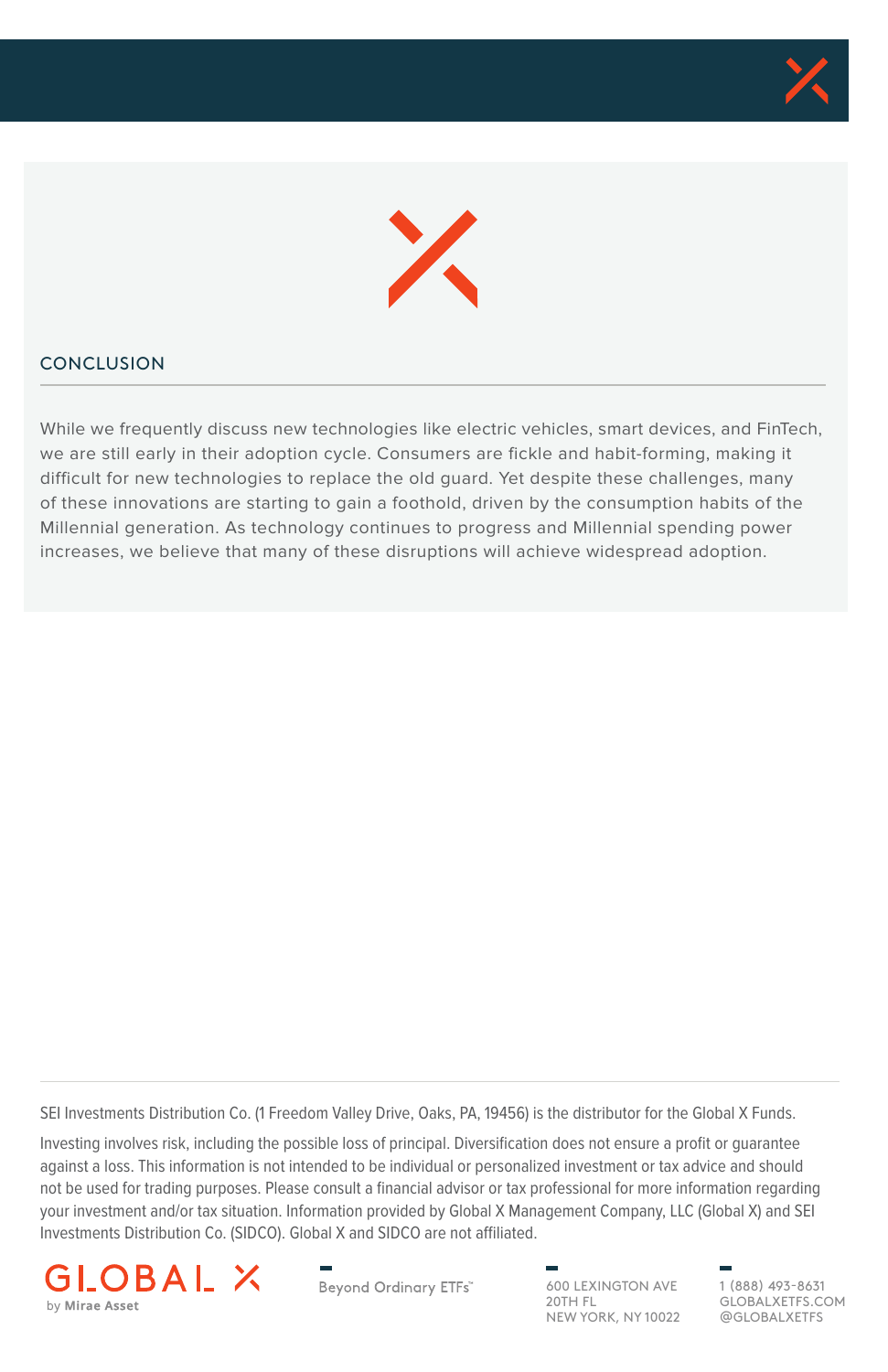## CONCLUSION

While we frequently discuss new technologies like electric vehicles, smart devices, and FinTech, we are still early in their adoption cycle. Consumers are fickle and habit-forming, making it difficult for new technologies to replace the old guard. Yet despite these challenges, many of these innovations are starting to gain a foothold, driven by the consumption habits of the Millennial generation. As technology continues to progress and Millennial spending power increases, we believe that many of these disruptions will achieve widespread adoption.

SEI Investments Distribution Co. (1 Freedom Valley Drive, Oaks, PA, 19456) is the distributor for the Global X Funds.

Investing involves risk, including the possible loss of principal. Diversification does not ensure a profit or guarantee against a loss. This information is not intended to be individual or personalized investment or tax advice and should not be used for trading purposes. Please consult a financial advisor or tax professional for more information regarding your investment and/or tax situation. Information provided by Global X Management Company, LLC (Global X) and SEI Investments Distribution Co. (SIDCO). Global X and SIDCO are not affiliated.

GLOBAL X by Mirae Asset

Beyond Ordinary ETFs™

600 LEXINGTON AVE
20TH FL
NEW YORK, NY 10022

1 (888) 493-8631
GLOBALXETFS.COM
@GLOBALXETFS